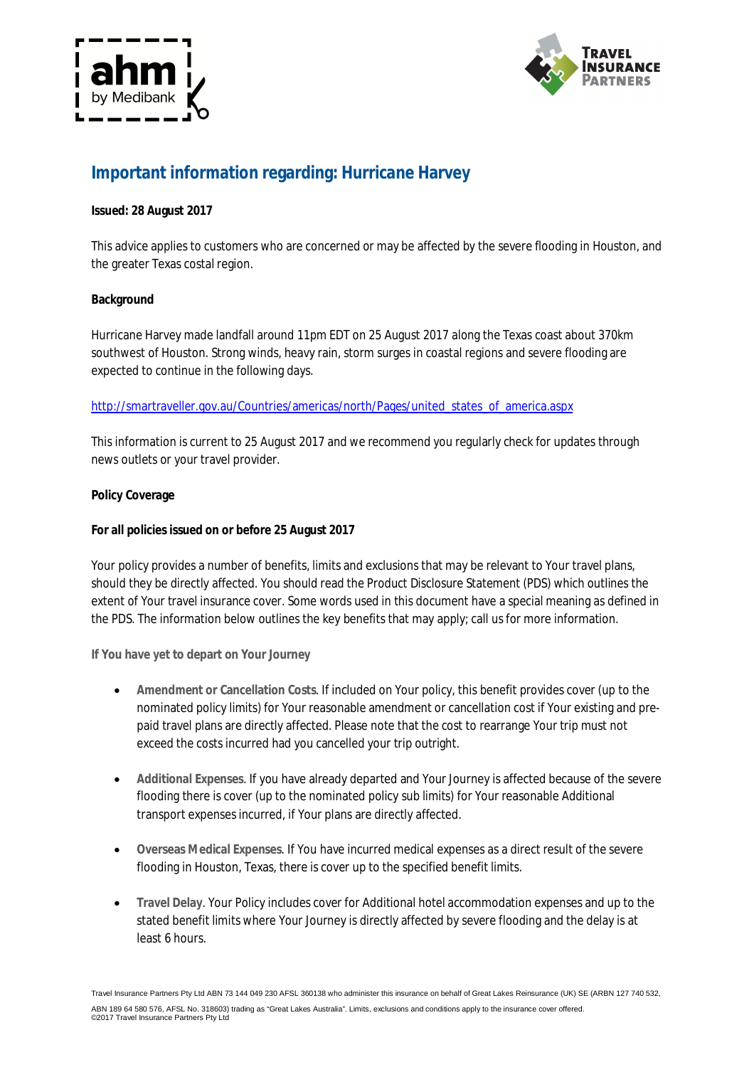## Important information regarding: Hurricane Harvey

**Issued: 28 August 2017**

This advice applies to customers who are concerned or may be affected by the severe flooding in Houston, and the greater Texas costal region.

**Background**

Hurricane Harvey made landfall around 11pm EDT on 25 August 2017 along the Texas coast about 370km southwest of Houston. Strong winds, heavy rain, storm surges in coastal regions and severe flooding are expected to continue in the following days.

http://smartraveller.gov.au/Countries/americas/north/Pages/united_states_of_america.aspx

This information is current to 25 August 2017 and we recommend you regularly check for updates through news outlets or your travel provider.

**Policy Coverage**

**For all policies issued on or before 25 August 2017**

Your policy provides a number of benefits, limits and exclusions that may be relevant to Your travel plans, should they be directly affected. You should read the Product Disclosure Statement (PDS) which outlines the extent of Your travel insurance cover. Some words used in this document have a special meaning as defined in the PDS. The information below outlines the key benefits that may apply; call us for more information.

**If You have yet to depart on Your Journey**

- **Amendment or Cancellation Costs**. If included on Your policy, this benefit provides cover (up to the nominated policy limits) for Your reasonable amendment or cancellation cost if Your existing and pre-paid travel plans are directly affected. Please note that the cost to rearrange Your trip must not exceed the costs incurred had you cancelled your trip outright.

- **Additional Expenses**. If you have already departed and Your Journey is affected because of the severe flooding there is cover (up to the nominated policy sub limits) for Your reasonable Additional transport expenses incurred, if Your plans are directly affected.

- **Overseas Medical Expenses**. If You have incurred medical expenses as a direct result of the severe flooding in Houston, Texas, there is cover up to the specified benefit limits.

- **Travel Delay**. Your Policy includes cover for Additional hotel accommodation expenses and up to the stated benefit limits where Your Journey is directly affected by severe flooding and the delay is at least 6 hours.

Travel Insurance Partners Pty Ltd ABN 73 144 049 230 AFSL 360138 who administer this insurance on behalf of Great Lakes Reinsurance (UK) SE (ARBN 127 740 532, ABN 189 64 580 576, AFSL No. 318603) trading as "Great Lakes Australia". Limits, exclusions and conditions apply to the insurance cover offered.
©2017 Travel Insurance Partners Pty Ltd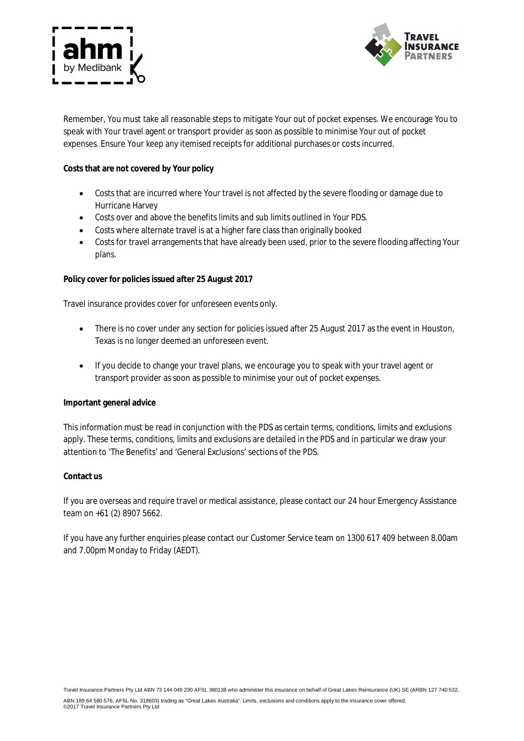Remember, You must take all reasonable steps to mitigate Your out of pocket expenses. We encourage You to speak with Your travel agent or transport provider as soon as possible to minimise Your out of pocket expenses. Ensure Your keep any itemised receipts for additional purchases or costs incurred.

**Costs that are not covered by Your policy**

- Costs that are incurred where Your travel is not affected by the severe flooding or damage due to Hurricane Harvey
- Costs over and above the benefits limits and sub limits outlined in Your PDS.
- Costs where alternate travel is at a higher fare class than originally booked
- Costs for travel arrangements that have already been used, prior to the severe flooding affecting Your plans.

**Policy cover for policies issued after 25 August 2017**

Travel insurance provides cover for unforeseen events only.

- There is no cover under any section for policies issued after 25 August 2017 as the event in Houston, Texas is no longer deemed an unforeseen event.
- If you decide to change your travel plans, we encourage you to speak with your travel agent or transport provider as soon as possible to minimise your out of pocket expenses.

**Important general advice**

This information must be read in conjunction with the PDS as certain terms, conditions, limits and exclusions apply. These terms, conditions, limits and exclusions are detailed in the PDS and in particular we draw your attention to 'The Benefits' and 'General Exclusions' sections of the PDS.

**Contact us**

If you are overseas and require travel or medical assistance, please contact our 24 hour Emergency Assistance team on +61 (2) 8907 5662.

If you have any further enquiries please contact our Customer Service team on 1300 617 409 between 8.00am and 7.00pm Monday to Friday (AEDT).

Travel Insurance Partners Pty Ltd ABN 73 144 049 230 AFSL 360138 who administer this insurance on behalf of Great Lakes Reinsurance (UK) SE (ARBN 127 740 532, ABN 189 64 580 576, AFSL No. 318603) trading as "Great Lakes Australia". Limits, exclusions and conditions apply to the insurance cover offered.
©2017 Travel Insurance Partners Pty Ltd